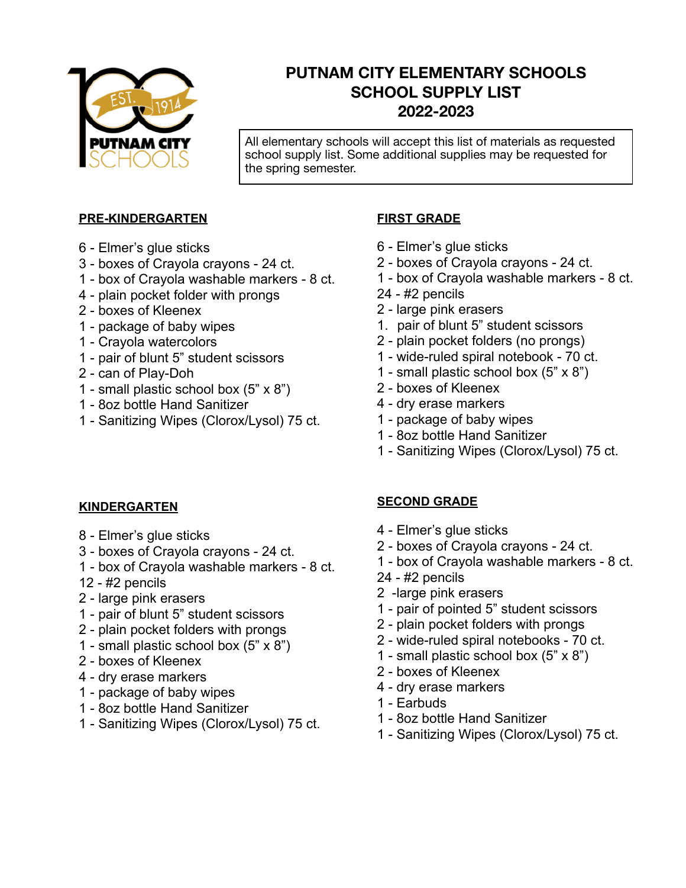# PUTNAM CITY ELEMENTARY SCHOOLS
# SCHOOL SUPPLY LIST
# 2022-2023

All elementary schools will accept this list of materials as requested school supply list. Some additional supplies may be requested for the spring semester.

## PRE-KINDERGARTEN

6 - Elmer's glue sticks
3 - boxes of Crayola crayons - 24 ct.
1 - box of Crayola washable markers - 8 ct.
4 - plain pocket folder with prongs
2 - boxes of Kleenex
1 - package of baby wipes
1 - Crayola watercolors
1 - pair of blunt 5" student scissors
2 - can of Play-Doh
1 - small plastic school box (5" x 8")
1 - 8oz bottle Hand Sanitizer
1 - Sanitizing Wipes (Clorox/Lysol) 75 ct.

## KINDERGARTEN

8 - Elmer's glue sticks
3 - boxes of Crayola crayons - 24 ct.
1 - box of Crayola washable markers - 8 ct.
12 - #2 pencils
2 - large pink erasers
1 - pair of blunt 5" student scissors
2 - plain pocket folders with prongs
1 - small plastic school box (5" x 8")
2 - boxes of Kleenex
4 - dry erase markers
1 - package of baby wipes
1 - 8oz bottle Hand Sanitizer
1 - Sanitizing Wipes (Clorox/Lysol) 75 ct.

## FIRST GRADE

6 - Elmer's glue sticks
2 - boxes of Crayola crayons - 24 ct.
1 - box of Crayola washable markers - 8 ct.
24 - #2 pencils
2 - large pink erasers
1. pair of blunt 5" student scissors
2 - plain pocket folders (no prongs)
1 - wide-ruled spiral notebook - 70 ct.
1 - small plastic school box (5" x 8")
2 - boxes of Kleenex
4 - dry erase markers
1 - package of baby wipes
1 - 8oz bottle Hand Sanitizer
1 - Sanitizing Wipes (Clorox/Lysol) 75 ct.

## SECOND GRADE

4 - Elmer's glue sticks
2 - boxes of Crayola crayons - 24 ct.
1 - box of Crayola washable markers - 8 ct.
24 - #2 pencils
2 -large pink erasers
1 - pair of pointed 5" student scissors
2 - plain pocket folders with prongs
2 - wide-ruled spiral notebooks - 70 ct.
1 - small plastic school box (5" x 8")
2 - boxes of Kleenex
4 - dry erase markers
1 - Earbuds
1 - 8oz bottle Hand Sanitizer
1 - Sanitizing Wipes (Clorox/Lysol) 75 ct.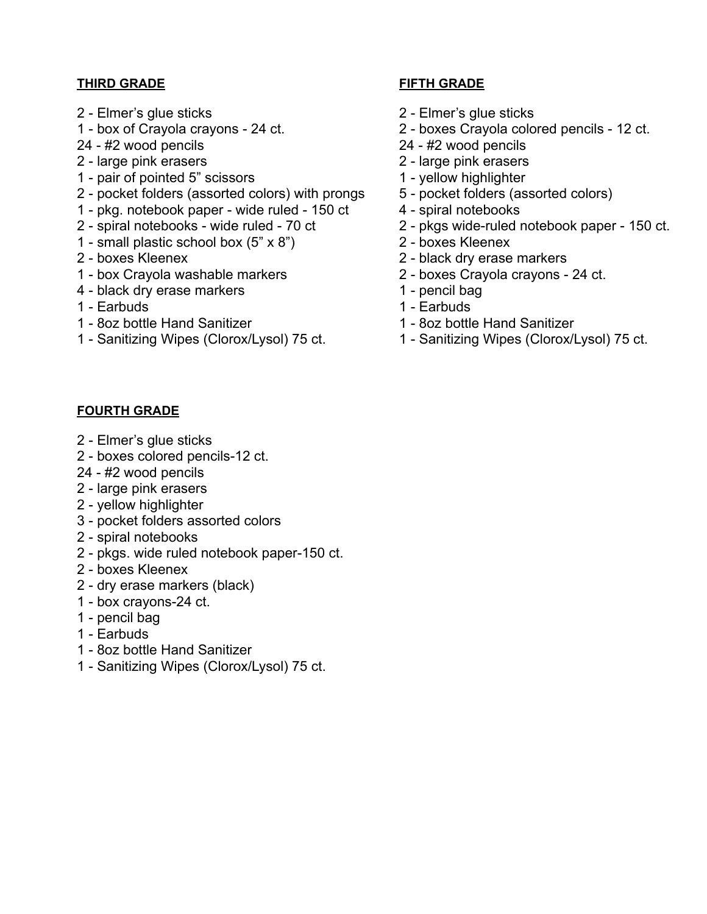**THIRD GRADE**

2 - Elmer’s glue sticks
1 - box of Crayola crayons - 24 ct.
24 - #2 wood pencils
2 - large pink erasers
1 - pair of pointed 5” scissors
2 - pocket folders (assorted colors) with prongs
1 - pkg. notebook paper - wide ruled - 150 ct
2 - spiral notebooks - wide ruled - 70 ct
1 - small plastic school box (5” x 8”)
2 - boxes Kleenex
1 - box Crayola washable markers
4 - black dry erase markers
1 - Earbuds
1 - 8oz bottle Hand Sanitizer
1 - Sanitizing Wipes (Clorox/Lysol) 75 ct.

**FOURTH GRADE**

2 - Elmer’s glue sticks
2 - boxes colored pencils-12 ct.
24 - #2 wood pencils
2 - large pink erasers
2 - yellow highlighter
3 - pocket folders assorted colors
2 - spiral notebooks
2 - pkgs. wide ruled notebook paper-150 ct.
2 - boxes Kleenex
2 - dry erase markers (black)
1 - box crayons-24 ct.
1 - pencil bag
1 - Earbuds
1 - 8oz bottle Hand Sanitizer
1 - Sanitizing Wipes (Clorox/Lysol) 75 ct.

**FIFTH GRADE**

2 - Elmer’s glue sticks
2 - boxes Crayola colored pencils - 12 ct.
24 - #2 wood pencils
2 - large pink erasers
1 - yellow highlighter
5 - pocket folders (assorted colors)
4 - spiral notebooks
2 - pkgs wide-ruled notebook paper - 150 ct.
2 - boxes Kleenex
2 - black dry erase markers
2 - boxes Crayola crayons - 24 ct.
1 - pencil bag
1 - Earbuds
1 - 8oz bottle Hand Sanitizer
1 - Sanitizing Wipes (Clorox/Lysol) 75 ct.